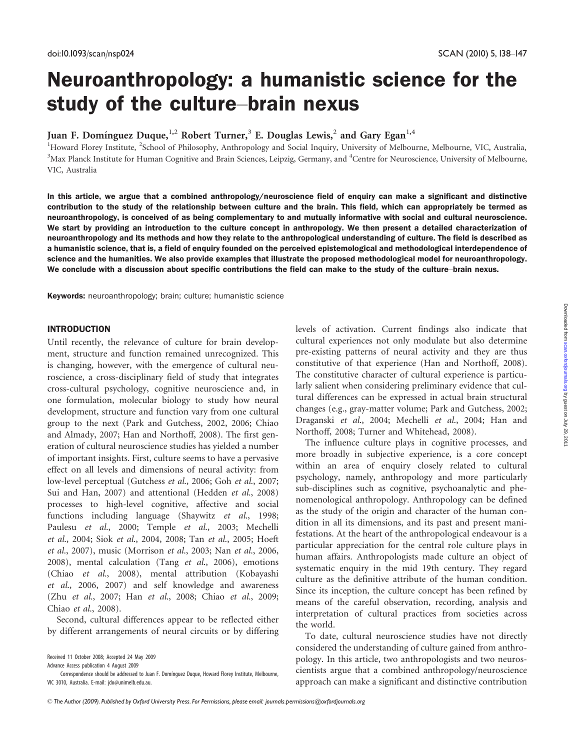doi:10.1093/scan/nsp024

# Neuroanthropology: a humanistic science for the study of the culture–brain nexus

Juan F. Domínguez Duque,[1,2] Robert Turner,[3] E. Douglas Lewis,[2] and Gary Egan[1,4]

[1]Howard Florey Institute, [2]School of Philosophy, Anthropology and Social Inquiry, University of Melbourne, Melbourne, VIC, Australia, [3]Max Planck Institute for Human Cognitive and Brain Sciences, Leipzig, Germany, and [4]Centre for Neuroscience, University of Melbourne, VIC, Australia

**In this article, we argue that a combined anthropology/neuroscience field of enquiry can make a significant and distinctive contribution to the study of the relationship between culture and the brain. This field, which can appropriately be termed as neuroanthropology, is conceived of as being complementary to and mutually informative with social and cultural neuroscience. We start by providing an introduction to the culture concept in anthropology. We then present a detailed characterization of neuroanthropology and its methods and how they relate to the anthropological understanding of culture. The field is described as a humanistic science, that is, a field of enquiry founded on the perceived epistemological and methodological interdependence of science and the humanities. We also provide examples that illustrate the proposed methodological model for neuroanthropology. We conclude with a discussion about specific contributions the field can make to the study of the culture–brain nexus.**

**Keywords:** neuroanthropology; brain; culture; humanistic science

## INTRODUCTION

Until recently, the relevance of culture for brain development, structure and function remained unrecognized. This is changing, however, with the emergence of cultural neuroscience, a cross-disciplinary field of study that integrates cross-cultural psychology, cognitive neuroscience and, in one formulation, molecular biology to study how neural development, structure and function vary from one cultural group to the next (Park and Gutchess, 2002, 2006; Chiao and Almady, 2007; Han and Northoff, 2008). The first generation of cultural neuroscience studies has yielded a number of important insights. First, culture seems to have a pervasive effect on all levels and dimensions of neural activity: from low-level perceptual (Gutchess *et al.*, 2006; Goh *et al.*, 2007; Sui and Han, 2007) and attentional (Hedden *et al.*, 2008) processes to high-level cognitive, affective and social functions including language (Shaywitz *et al.*, 1998; Paulesu *et al.*, 2000; Temple *et al.*, 2003; Mechelli *et al.*, 2004; Siok *et al.*, 2004, 2008; Tan *et al.*, 2005; Hoeft *et al.*, 2007), music (Morrison *et al.*, 2003; Nan *et al.*, 2006, 2008), mental calculation (Tang *et al.*, 2006), emotions (Chiao *et al.*, 2008), mental attribution (Kobayashi *et al.*, 2006, 2007) and self knowledge and awareness (Zhu *et al.*, 2007; Han *et al.*, 2008; Chiao *et al.*, 2009; Chiao *et al.*, 2008).

Second, cultural differences appear to be reflected either by different arrangements of neural circuits or by differing levels of activation. Current findings also indicate that cultural experiences not only modulate but also determine pre-existing patterns of neural activity and they are thus constitutive of that experience (Han and Northoff, 2008). The constitutive character of cultural experience is particularly salient when considering preliminary evidence that cultural differences can be expressed in actual brain structural changes (e.g., gray-matter volume; Park and Gutchess, 2002; Draganski *et al.*, 2004; Mechelli *et al.*, 2004; Han and Northoff, 2008; Turner and Whitehead, 2008).

The influence culture plays in cognitive processes, and more broadly in subjective experience, is a core concept within an area of enquiry closely related to cultural psychology, namely, anthropology and more particularly sub-disciplines such as cognitive, psychoanalytic and phenomenological anthropology. Anthropology can be defined as the study of the origin and character of the human condition in all its dimensions, and its past and present manifestations. At the heart of the anthropological endeavour is a particular appreciation for the central role culture plays in human affairs. Anthropologists made culture an object of systematic enquiry in the mid 19th century. They regard culture as the definitive attribute of the human condition. Since its inception, the culture concept has been refined by means of the careful observation, recording, analysis and interpretation of cultural practices from societies across the world.

To date, cultural neuroscience studies have not directly considered the understanding of culture gained from anthropology. In this article, two anthropologists and two neuroscientists argue that a combined anthropology/neuroscience approach can make a significant and distinctive contribution

Received 11 October 2008; Accepted 24 May 2009

Advance Access publication 4 August 2009

Correspondence should be addressed to Juan F. Domínguez Duque, Howard Florey Institute, Melbourne, VIC 3010, Australia. E-mail: jdo@unimelb.edu.au.

© The Author (2009). Published by Oxford University Press. For Permissions, please email: journals.permissions@oxfordjournals.org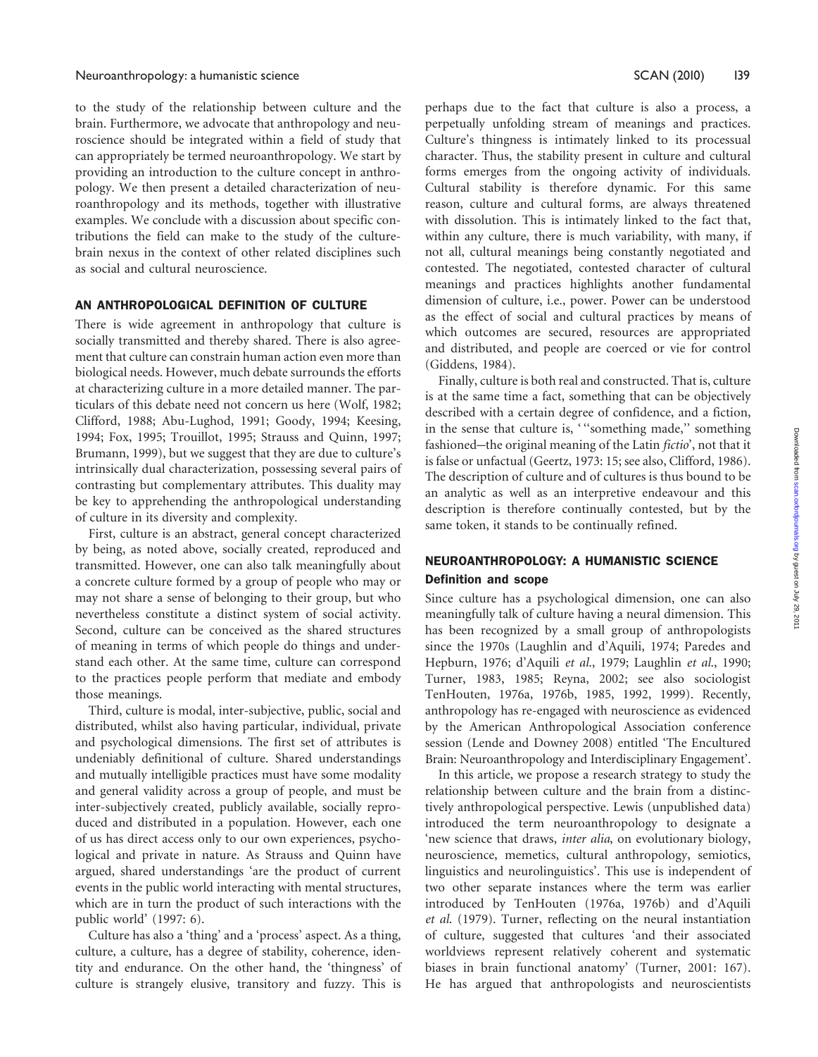to the study of the relationship between culture and the brain. Furthermore, we advocate that anthropology and neuroscience should be integrated within a field of study that can appropriately be termed neuroanthropology. We start by providing an introduction to the culture concept in anthropology. We then present a detailed characterization of neuroanthropology and its methods, together with illustrative examples. We conclude with a discussion about specific contributions the field can make to the study of the culture-brain nexus in the context of other related disciplines such as social and cultural neuroscience.

## AN ANTHROPOLOGICAL DEFINITION OF CULTURE

There is wide agreement in anthropology that culture is socially transmitted and thereby shared. There is also agreement that culture can constrain human action even more than biological needs. However, much debate surrounds the efforts at characterizing culture in a more detailed manner. The particulars of this debate need not concern us here (Wolf, 1982; Clifford, 1988; Abu-Lughod, 1991; Goody, 1994; Keesing, 1994; Fox, 1995; Trouillot, 1995; Strauss and Quinn, 1997; Brumann, 1999), but we suggest that they are due to culture's intrinsically dual characterization, possessing several pairs of contrasting but complementary attributes. This duality may be key to apprehending the anthropological understanding of culture in its diversity and complexity.

First, culture is an abstract, general concept characterized by being, as noted above, socially created, reproduced and transmitted. However, one can also talk meaningfully about a concrete culture formed by a group of people who may or may not share a sense of belonging to their group, but who nevertheless constitute a distinct system of social activity. Second, culture can be conceived as the shared structures of meaning in terms of which people do things and understand each other. At the same time, culture can correspond to the practices people perform that mediate and embody those meanings.

Third, culture is modal, inter-subjective, public, social and distributed, whilst also having particular, individual, private and psychological dimensions. The first set of attributes is undeniably definitional of culture. Shared understandings and mutually intelligible practices must have some modality and general validity across a group of people, and must be inter-subjectively created, publicly available, socially reproduced and distributed in a population. However, each one of us has direct access only to our own experiences, psychological and private in nature. As Strauss and Quinn have argued, shared understandings 'are the product of current events in the public world interacting with mental structures, which are in turn the product of such interactions with the public world' (1997: 6).

Culture has also a 'thing' and a 'process' aspect. As a thing, culture, a culture, has a degree of stability, coherence, identity and endurance. On the other hand, the 'thingness' of culture is strangely elusive, transitory and fuzzy. This is perhaps due to the fact that culture is also a process, a perpetually unfolding stream of meanings and practices. Culture's thingness is intimately linked to its processual character. Thus, the stability present in culture and cultural forms emerges from the ongoing activity of individuals. Cultural stability is therefore dynamic. For this same reason, culture and cultural forms, are always threatened with dissolution. This is intimately linked to the fact that, within any culture, there is much variability, with many, if not all, cultural meanings being constantly negotiated and contested. The negotiated, contested character of cultural meanings and practices highlights another fundamental dimension of culture, i.e., power. Power can be understood as the effect of social and cultural practices by means of which outcomes are secured, resources are appropriated and distributed, and people are coerced or vie for control (Giddens, 1984).

Finally, culture is both real and constructed. That is, culture is at the same time a fact, something that can be objectively described with a certain degree of confidence, and a fiction, in the sense that culture is, '"something made," something fashioned—the original meaning of the Latin *fictio*', not that it is false or unfactual (Geertz, 1973: 15; see also, Clifford, 1986). The description of culture and of cultures is thus bound to be an analytic as well as an interpretive endeavour and this description is therefore continually contested, but by the same token, it stands to be continually refined.

## NEUROANTHROPOLOGY: A HUMANISTIC SCIENCE

### Definition and scope

Since culture has a psychological dimension, one can also meaningfully talk of culture having a neural dimension. This has been recognized by a small group of anthropologists since the 1970s (Laughlin and d'Aquili, 1974; Paredes and Hepburn, 1976; d'Aquili *et al.*, 1979; Laughlin *et al.*, 1990; Turner, 1983, 1985; Reyna, 2002; see also sociologist TenHouten, 1976a, 1976b, 1985, 1992, 1999). Recently, anthropology has re-engaged with neuroscience as evidenced by the American Anthropological Association conference session (Lende and Downey 2008) entitled 'The Encultured Brain: Neuroanthropology and Interdisciplinary Engagement'.

In this article, we propose a research strategy to study the relationship between culture and the brain from a distinctively anthropological perspective. Lewis (unpublished data) introduced the term neuroanthropology to designate a 'new science that draws, *inter alia*, on evolutionary biology, neuroscience, memetics, cultural anthropology, semiotics, linguistics and neurolinguistics'. This use is independent of two other separate instances where the term was earlier introduced by TenHouten (1976a, 1976b) and d'Aquili *et al.* (1979). Turner, reflecting on the neural instantiation of culture, suggested that cultures 'and their associated worldviews represent relatively coherent and systematic biases in brain functional anatomy' (Turner, 2001: 167). He has argued that anthropologists and neuroscientists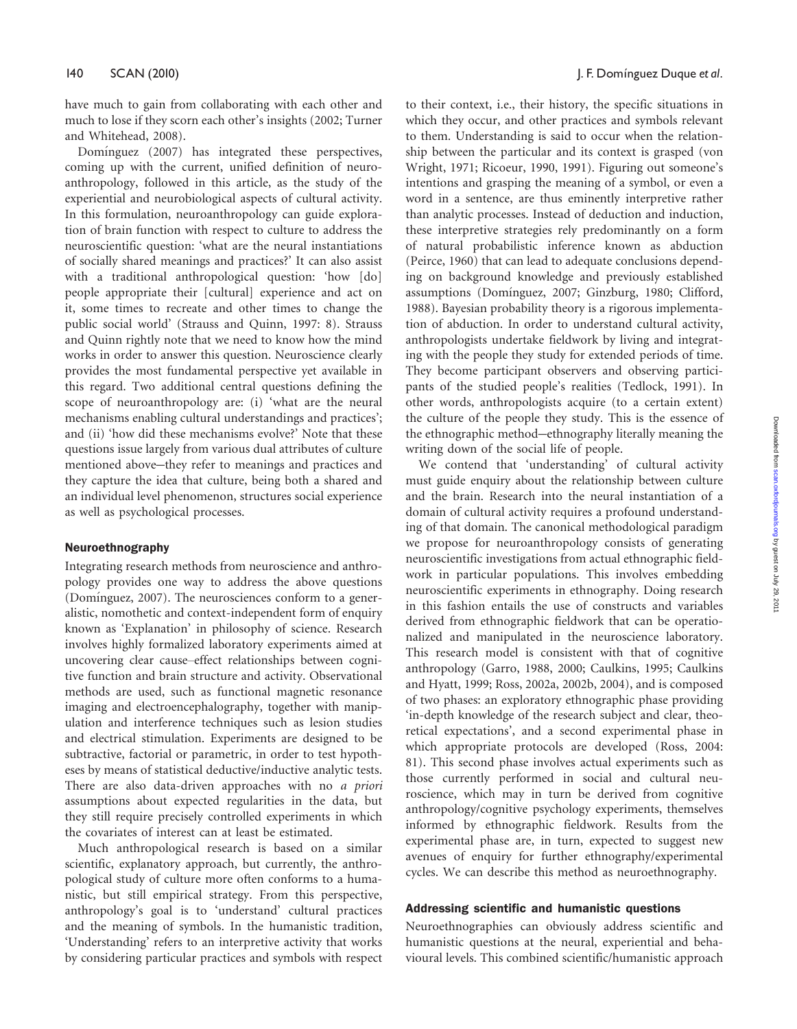have much to gain from collaborating with each other and much to lose if they scorn each other's insights (2002; Turner and Whitehead, 2008).

Domínguez (2007) has integrated these perspectives, coming up with the current, unified definition of neuroanthropology, followed in this article, as the study of the experiential and neurobiological aspects of cultural activity. In this formulation, neuroanthropology can guide exploration of brain function with respect to culture to address the neuroscientific question: 'what are the neural instantiations of socially shared meanings and practices?' It can also assist with a traditional anthropological question: 'how [do] people appropriate their [cultural] experience and act on it, some times to recreate and other times to change the public social world' (Strauss and Quinn, 1997: 8). Strauss and Quinn rightly note that we need to know how the mind works in order to answer this question. Neuroscience clearly provides the most fundamental perspective yet available in this regard. Two additional central questions defining the scope of neuroanthropology are: (i) 'what are the neural mechanisms enabling cultural understandings and practices'; and (ii) 'how did these mechanisms evolve?' Note that these questions issue largely from various dual attributes of culture mentioned above—they refer to meanings and practices and they capture the idea that culture, being both a shared and an individual level phenomenon, structures social experience as well as psychological processes.

### Neuroethnography

Integrating research methods from neuroscience and anthropology provides one way to address the above questions (Domínguez, 2007). The neurosciences conform to a generalistic, nomothetic and context-independent form of enquiry known as 'Explanation' in philosophy of science. Research involves highly formalized laboratory experiments aimed at uncovering clear cause–effect relationships between cognitive function and brain structure and activity. Observational methods are used, such as functional magnetic resonance imaging and electroencephalography, together with manipulation and interference techniques such as lesion studies and electrical stimulation. Experiments are designed to be subtractive, factorial or parametric, in order to test hypotheses by means of statistical deductive/inductive analytic tests. There are also data-driven approaches with no *a priori* assumptions about expected regularities in the data, but they still require precisely controlled experiments in which the covariates of interest can at least be estimated.

Much anthropological research is based on a similar scientific, explanatory approach, but currently, the anthropological study of culture more often conforms to a humanistic, but still empirical strategy. From this perspective, anthropology's goal is to 'understand' cultural practices and the meaning of symbols. In the humanistic tradition, 'Understanding' refers to an interpretive activity that works by considering particular practices and symbols with respect to their context, i.e., their history, the specific situations in which they occur, and other practices and symbols relevant to them. Understanding is said to occur when the relationship between the particular and its context is grasped (von Wright, 1971; Ricoeur, 1990, 1991). Figuring out someone's intentions and grasping the meaning of a symbol, or even a word in a sentence, are thus eminently interpretive rather than analytic processes. Instead of deduction and induction, these interpretive strategies rely predominantly on a form of natural probabilistic inference known as abduction (Peirce, 1960) that can lead to adequate conclusions depending on background knowledge and previously established assumptions (Domínguez, 2007; Ginzburg, 1980; Clifford, 1988). Bayesian probability theory is a rigorous implementation of abduction. In order to understand cultural activity, anthropologists undertake fieldwork by living and integrating with the people they study for extended periods of time. They become participant observers and observing participants of the studied people's realities (Tedlock, 1991). In other words, anthropologists acquire (to a certain extent) the culture of the people they study. This is the essence of the ethnographic method—ethnography literally meaning the writing down of the social life of people.

We contend that 'understanding' of cultural activity must guide enquiry about the relationship between culture and the brain. Research into the neural instantiation of a domain of cultural activity requires a profound understanding of that domain. The canonical methodological paradigm we propose for neuroanthropology consists of generating neuroscientific investigations from actual ethnographic fieldwork in particular populations. This involves embedding neuroscientific experiments in ethnography. Doing research in this fashion entails the use of constructs and variables derived from ethnographic fieldwork that can be operationalized and manipulated in the neuroscience laboratory. This research model is consistent with that of cognitive anthropology (Garro, 1988, 2000; Caulkins, 1995; Caulkins and Hyatt, 1999; Ross, 2002a, 2002b, 2004), and is composed of two phases: an exploratory ethnographic phase providing 'in-depth knowledge of the research subject and clear, theoretical expectations', and a second experimental phase in which appropriate protocols are developed (Ross, 2004: 81). This second phase involves actual experiments such as those currently performed in social and cultural neuroscience, which may in turn be derived from cognitive anthropology/cognitive psychology experiments, themselves informed by ethnographic fieldwork. Results from the experimental phase are, in turn, expected to suggest new avenues of enquiry for further ethnography/experimental cycles. We can describe this method as neuroethnography.

### Addressing scientific and humanistic questions

Neuroethnographies can obviously address scientific and humanistic questions at the neural, experiential and behavioural levels. This combined scientific/humanistic approach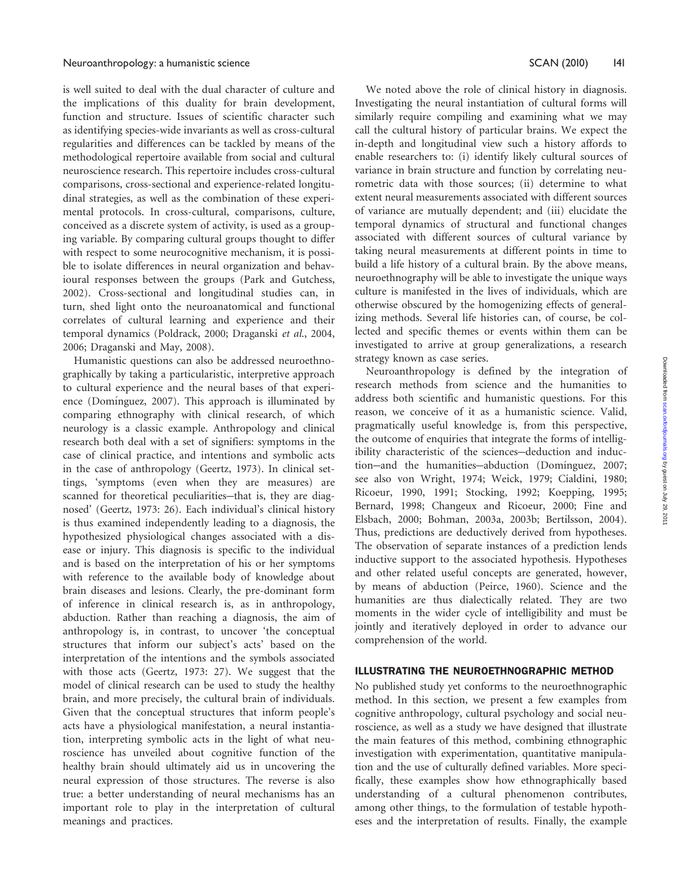is well suited to deal with the dual character of culture and the implications of this duality for brain development, function and structure. Issues of scientific character such as identifying species-wide invariants as well as cross-cultural regularities and differences can be tackled by means of the methodological repertoire available from social and cultural neuroscience research. This repertoire includes cross-cultural comparisons, cross-sectional and experience-related longitudinal strategies, as well as the combination of these experimental protocols. In cross-cultural, comparisons, culture, conceived as a discrete system of activity, is used as a grouping variable. By comparing cultural groups thought to differ with respect to some neurocognitive mechanism, it is possible to isolate differences in neural organization and behavioural responses between the groups (Park and Gutchess, 2002). Cross-sectional and longitudinal studies can, in turn, shed light onto the neuroanatomical and functional correlates of cultural learning and experience and their temporal dynamics (Poldrack, 2000; Draganski *et al.*, 2004, 2006; Draganski and May, 2008).

Humanistic questions can also be addressed neuroethnographically by taking a particularistic, interpretive approach to cultural experience and the neural bases of that experience (Domínguez, 2007). This approach is illuminated by comparing ethnography with clinical research, of which neurology is a classic example. Anthropology and clinical research both deal with a set of signifiers: symptoms in the case of clinical practice, and intentions and symbolic acts in the case of anthropology (Geertz, 1973). In clinical settings, 'symptoms (even when they are measures) are scanned for theoretical peculiarities—that is, they are diagnosed' (Geertz, 1973: 26). Each individual's clinical history is thus examined independently leading to a diagnosis, the hypothesized physiological changes associated with a disease or injury. This diagnosis is specific to the individual and is based on the interpretation of his or her symptoms with reference to the available body of knowledge about brain diseases and lesions. Clearly, the pre-dominant form of inference in clinical research is, as in anthropology, abduction. Rather than reaching a diagnosis, the aim of anthropology is, in contrast, to uncover 'the conceptual structures that inform our subject's acts' based on the interpretation of the intentions and the symbols associated with those acts (Geertz, 1973: 27). We suggest that the model of clinical research can be used to study the healthy brain, and more precisely, the cultural brain of individuals. Given that the conceptual structures that inform people's acts have a physiological manifestation, a neural instantiation, interpreting symbolic acts in the light of what neuroscience has unveiled about cognitive function of the healthy brain should ultimately aid us in uncovering the neural expression of those structures. The reverse is also true: a better understanding of neural mechanisms has an important role to play in the interpretation of cultural meanings and practices.

We noted above the role of clinical history in diagnosis. Investigating the neural instantiation of cultural forms will similarly require compiling and examining what we may call the cultural history of particular brains. We expect the in-depth and longitudinal view such a history affords to enable researchers to: (i) identify likely cultural sources of variance in brain structure and function by correlating neurometric data with those sources; (ii) determine to what extent neural measurements associated with different sources of variance are mutually dependent; and (iii) elucidate the temporal dynamics of structural and functional changes associated with different sources of cultural variance by taking neural measurements at different points in time to build a life history of a cultural brain. By the above means, neuroethnography will be able to investigate the unique ways culture is manifested in the lives of individuals, which are otherwise obscured by the homogenizing effects of generalizing methods. Several life histories can, of course, be collected and specific themes or events within them can be investigated to arrive at group generalizations, a research strategy known as case series.

Neuroanthropology is defined by the integration of research methods from science and the humanities to address both scientific and humanistic questions. For this reason, we conceive of it as a humanistic science. Valid, pragmatically useful knowledge is, from this perspective, the outcome of enquiries that integrate the forms of intelligibility characteristic of the sciences—deduction and induction—and the humanities—abduction (Domínguez, 2007; see also von Wright, 1974; Weick, 1979; Cialdini, 1980; Ricoeur, 1990, 1991; Stocking, 1992; Koepping, 1995; Bernard, 1998; Changeux and Ricoeur, 2000; Fine and Elsbach, 2000; Bohman, 2003a, 2003b; Bertilsson, 2004). Thus, predictions are deductively derived from hypotheses. The observation of separate instances of a prediction lends inductive support to the associated hypothesis. Hypotheses and other related useful concepts are generated, however, by means of abduction (Peirce, 1960). Science and the humanities are thus dialectically related. They are two moments in the wider cycle of intelligibility and must be jointly and iteratively deployed in order to advance our comprehension of the world.

## ILLUSTRATING THE NEUROETHNOGRAPHIC METHOD

No published study yet conforms to the neuroethnographic method. In this section, we present a few examples from cognitive anthropology, cultural psychology and social neuroscience, as well as a study we have designed that illustrate the main features of this method, combining ethnographic investigation with experimentation, quantitative manipulation and the use of culturally defined variables. More specifically, these examples show how ethnographically based understanding of a cultural phenomenon contributes, among other things, to the formulation of testable hypotheses and the interpretation of results. Finally, the example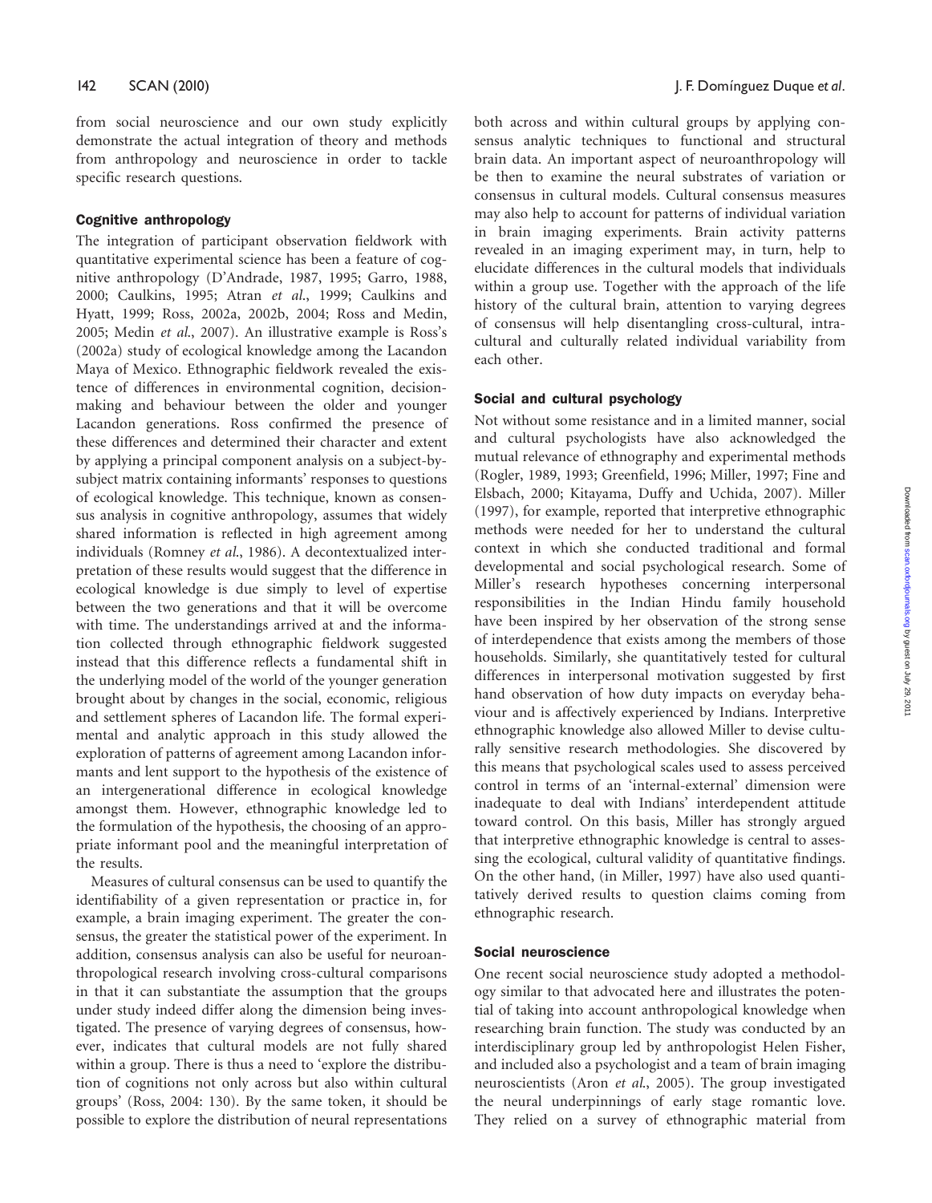from social neuroscience and our own study explicitly demonstrate the actual integration of theory and methods from anthropology and neuroscience in order to tackle specific research questions.

### Cognitive anthropology

The integration of participant observation fieldwork with quantitative experimental science has been a feature of cognitive anthropology (D'Andrade, 1987, 1995; Garro, 1988, 2000; Caulkins, 1995; Atran *et al.*, 1999; Caulkins and Hyatt, 1999; Ross, 2002a, 2002b, 2004; Ross and Medin, 2005; Medin *et al.*, 2007). An illustrative example is Ross's (2002a) study of ecological knowledge among the Lacandon Maya of Mexico. Ethnographic fieldwork revealed the existence of differences in environmental cognition, decision-making and behaviour between the older and younger Lacandon generations. Ross confirmed the presence of these differences and determined their character and extent by applying a principal component analysis on a subject-by-subject matrix containing informants' responses to questions of ecological knowledge. This technique, known as consensus analysis in cognitive anthropology, assumes that widely shared information is reflected in high agreement among individuals (Romney *et al.*, 1986). A decontextualized interpretation of these results would suggest that the difference in ecological knowledge is due simply to level of expertise between the two generations and that it will be overcome with time. The understandings arrived at and the information collected through ethnographic fieldwork suggested instead that this difference reflects a fundamental shift in the underlying model of the world of the younger generation brought about by changes in the social, economic, religious and settlement spheres of Lacandon life. The formal experimental and analytic approach in this study allowed the exploration of patterns of agreement among Lacandon informants and lent support to the hypothesis of the existence of an intergenerational difference in ecological knowledge amongst them. However, ethnographic knowledge led to the formulation of the hypothesis, the choosing of an appropriate informant pool and the meaningful interpretation of the results.

Measures of cultural consensus can be used to quantify the identifiability of a given representation or practice in, for example, a brain imaging experiment. The greater the consensus, the greater the statistical power of the experiment. In addition, consensus analysis can also be useful for neuroanthropological research involving cross-cultural comparisons in that it can substantiate the assumption that the groups under study indeed differ along the dimension being investigated. The presence of varying degrees of consensus, however, indicates that cultural models are not fully shared within a group. There is thus a need to 'explore the distribution of cognitions not only across but also within cultural groups' (Ross, 2004: 130). By the same token, it should be possible to explore the distribution of neural representations both across and within cultural groups by applying consensus analytic techniques to functional and structural brain data. An important aspect of neuroanthropology will be then to examine the neural substrates of variation or consensus in cultural models. Cultural consensus measures may also help to account for patterns of individual variation in brain imaging experiments. Brain activity patterns revealed in an imaging experiment may, in turn, help to elucidate differences in the cultural models that individuals within a group use. Together with the approach of the life history of the cultural brain, attention to varying degrees of consensus will help disentangling cross-cultural, intra-cultural and culturally related individual variability from each other.

### Social and cultural psychology

Not without some resistance and in a limited manner, social and cultural psychologists have also acknowledged the mutual relevance of ethnography and experimental methods (Rogler, 1989, 1993; Greenfield, 1996; Miller, 1997; Fine and Elsbach, 2000; Kitayama, Duffy and Uchida, 2007). Miller (1997), for example, reported that interpretive ethnographic methods were needed for her to understand the cultural context in which she conducted traditional and formal developmental and social psychological research. Some of Miller's research hypotheses concerning interpersonal responsibilities in the Indian Hindu family household have been inspired by her observation of the strong sense of interdependence that exists among the members of those households. Similarly, she quantitatively tested for cultural differences in interpersonal motivation suggested by first hand observation of how duty impacts on everyday behaviour and is affectively experienced by Indians. Interpretive ethnographic knowledge also allowed Miller to devise culturally sensitive research methodologies. She discovered by this means that psychological scales used to assess perceived control in terms of an 'internal-external' dimension were inadequate to deal with Indians' interdependent attitude toward control. On this basis, Miller has strongly argued that interpretive ethnographic knowledge is central to assessing the ecological, cultural validity of quantitative findings. On the other hand, (in Miller, 1997) have also used quantitatively derived results to question claims coming from ethnographic research.

### Social neuroscience

One recent social neuroscience study adopted a methodology similar to that advocated here and illustrates the potential of taking into account anthropological knowledge when researching brain function. The study was conducted by an interdisciplinary group led by anthropologist Helen Fisher, and included also a psychologist and a team of brain imaging neuroscientists (Aron *et al.*, 2005). The group investigated the neural underpinnings of early stage romantic love. They relied on a survey of ethnographic material from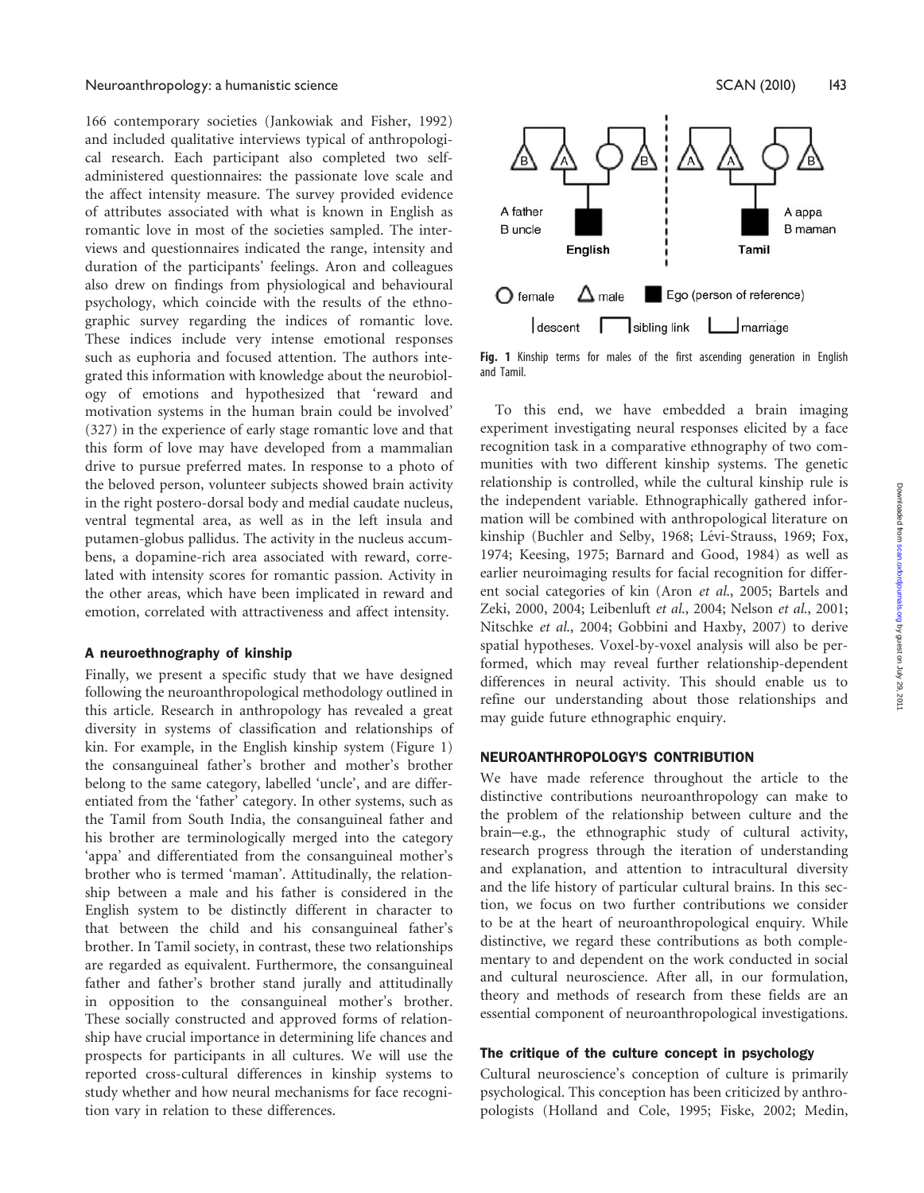166 contemporary societies (Jankowiak and Fisher, 1992) and included qualitative interviews typical of anthropological research. Each participant also completed two self-administered questionnaires: the passionate love scale and the affect intensity measure. The survey provided evidence of attributes associated with what is known in English as romantic love in most of the societies sampled. The interviews and questionnaires indicated the range, intensity and duration of the participants' feelings. Aron and colleagues also drew on findings from physiological and behavioural psychology, which coincide with the results of the ethnographic survey regarding the indices of romantic love. These indices include very intense emotional responses such as euphoria and focused attention. The authors integrated this information with knowledge about the neurobiology of emotions and hypothesized that 'reward and motivation systems in the human brain could be involved' (327) in the experience of early stage romantic love and that this form of love may have developed from a mammalian drive to pursue preferred mates. In response to a photo of the beloved person, volunteer subjects showed brain activity in the right postero-dorsal body and medial caudate nucleus, ventral tegmental area, as well as in the left insula and putamen-globus pallidus. The activity in the nucleus accumbens, a dopamine-rich area associated with reward, correlated with intensity scores for romantic passion. Activity in the other areas, which have been implicated in reward and emotion, correlated with attractiveness and affect intensity.

### A neuroethnography of kinship

Finally, we present a specific study that we have designed following the neuroanthropological methodology outlined in this article. Research in anthropology has revealed a great diversity in systems of classification and relationships of kin. For example, in the English kinship system (Figure 1) the consanguineal father's brother and mother's brother belong to the same category, labelled 'uncle', and are differentiated from the 'father' category. In other systems, such as the Tamil from South India, the consanguineal father and his brother are terminologically merged into the category 'appa' and differentiated from the consanguineal mother's brother who is termed 'maman'. Attitudinally, the relationship between a male and his father is considered in the English system to be distinctly different in character to that between the child and his consanguineal father's brother. In Tamil society, in contrast, these two relationships are regarded as equivalent. Furthermore, the consanguineal father and father's brother stand jurally and attitudinally in opposition to the consanguineal mother's brother. These socially constructed and approved forms of relationship have crucial importance in determining life chances and prospects for participants in all cultures. We will use the reported cross-cultural differences in kinship systems to study whether and how neural mechanisms for face recognition vary in relation to these differences.

**Fig. 1** Kinship terms for males of the first ascending generation in English and Tamil.

To this end, we have embedded a brain imaging experiment investigating neural responses elicited by a face recognition task in a comparative ethnography of two communities with two different kinship systems. The genetic relationship is controlled, while the cultural kinship rule is the independent variable. Ethnographically gathered information will be combined with anthropological literature on kinship (Buchler and Selby, 1968; Lévi-Strauss, 1969; Fox, 1974; Keesing, 1975; Barnard and Good, 1984) as well as earlier neuroimaging results for facial recognition for different social categories of kin (Aron *et al.*, 2005; Bartels and Zeki, 2000, 2004; Leibenluft *et al.*, 2004; Nelson *et al.*, 2001; Nitschke *et al.*, 2004; Gobbini and Haxby, 2007) to derive spatial hypotheses. Voxel-by-voxel analysis will also be performed, which may reveal further relationship-dependent differences in neural activity. This should enable us to refine our understanding about those relationships and may guide future ethnographic enquiry.

## NEUROANTHROPOLOGY'S CONTRIBUTION

We have made reference throughout the article to the distinctive contributions neuroanthropology can make to the problem of the relationship between culture and the brain—e.g., the ethnographic study of cultural activity, research progress through the iteration of understanding and explanation, and attention to intracultural diversity and the life history of particular cultural brains. In this section, we focus on two further contributions we consider to be at the heart of neuroanthropological enquiry. While distinctive, we regard these contributions as both complementary to and dependent on the work conducted in social and cultural neuroscience. After all, in our formulation, theory and methods of research from these fields are an essential component of neuroanthropological investigations.

### The critique of the culture concept in psychology

Cultural neuroscience's conception of culture is primarily psychological. This conception has been criticized by anthropologists (Holland and Cole, 1995; Fiske, 2002; Medin,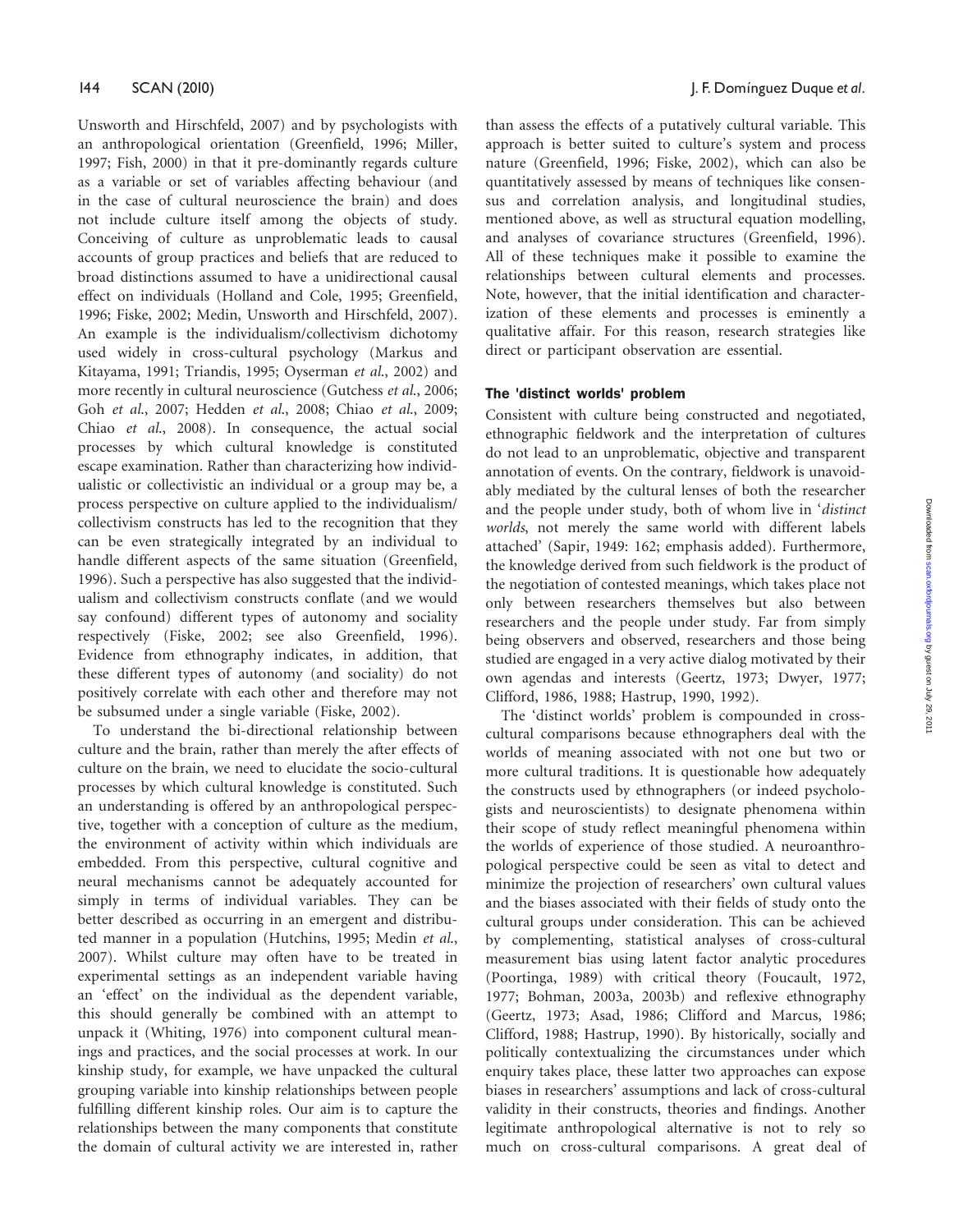Unsworth and Hirschfeld, 2007) and by psychologists with an anthropological orientation (Greenfield, 1996; Miller, 1997; Fish, 2000) in that it pre-dominantly regards culture as a variable or set of variables affecting behaviour (and in the case of cultural neuroscience the brain) and does not include culture itself among the objects of study. Conceiving of culture as unproblematic leads to causal accounts of group practices and beliefs that are reduced to broad distinctions assumed to have a unidirectional causal effect on individuals (Holland and Cole, 1995; Greenfield, 1996; Fiske, 2002; Medin, Unsworth and Hirschfeld, 2007). An example is the individualism/collectivism dichotomy used widely in cross-cultural psychology (Markus and Kitayama, 1991; Triandis, 1995; Oyserman *et al.*, 2002) and more recently in cultural neuroscience (Gutchess *et al.*, 2006; Goh *et al.*, 2007; Hedden *et al.*, 2008; Chiao *et al.*, 2009; Chiao *et al.*, 2008). In consequence, the actual social processes by which cultural knowledge is constituted escape examination. Rather than characterizing how individualistic or collectivistic an individual or a group may be, a process perspective on culture applied to the individualism/collectivism constructs has led to the recognition that they can be even strategically integrated by an individual to handle different aspects of the same situation (Greenfield, 1996). Such a perspective has also suggested that the individualism and collectivism constructs conflate (and we would say confound) different types of autonomy and sociality respectively (Fiske, 2002; see also Greenfield, 1996). Evidence from ethnography indicates, in addition, that these different types of autonomy (and sociality) do not positively correlate with each other and therefore may not be subsumed under a single variable (Fiske, 2002).

To understand the bi-directional relationship between culture and the brain, rather than merely the after effects of culture on the brain, we need to elucidate the socio-cultural processes by which cultural knowledge is constituted. Such an understanding is offered by an anthropological perspective, together with a conception of culture as the medium, the environment of activity within which individuals are embedded. From this perspective, cultural cognitive and neural mechanisms cannot be adequately accounted for simply in terms of individual variables. They can be better described as occurring in an emergent and distributed manner in a population (Hutchins, 1995; Medin *et al.*, 2007). Whilst culture may often have to be treated in experimental settings as an independent variable having an 'effect' on the individual as the dependent variable, this should generally be combined with an attempt to unpack it (Whiting, 1976) into component cultural meanings and practices, and the social processes at work. In our kinship study, for example, we have unpacked the cultural grouping variable into kinship relationships between people fulfilling different kinship roles. Our aim is to capture the relationships between the many components that constitute the domain of cultural activity we are interested in, rather than assess the effects of a putatively cultural variable. This approach is better suited to culture's system and process nature (Greenfield, 1996; Fiske, 2002), which can also be quantitatively assessed by means of techniques like consensus and correlation analysis, and longitudinal studies, mentioned above, as well as structural equation modelling, and analyses of covariance structures (Greenfield, 1996). All of these techniques make it possible to examine the relationships between cultural elements and processes. Note, however, that the initial identification and characterization of these elements and processes is eminently a qualitative affair. For this reason, research strategies like direct or participant observation are essential.

### The 'distinct worlds' problem

Consistent with culture being constructed and negotiated, ethnographic fieldwork and the interpretation of cultures do not lead to an unproblematic, objective and transparent annotation of events. On the contrary, fieldwork is unavoidably mediated by the cultural lenses of both the researcher and the people under study, both of whom live in '*distinct worlds*, not merely the same world with different labels attached' (Sapir, 1949: 162; emphasis added). Furthermore, the knowledge derived from such fieldwork is the product of the negotiation of contested meanings, which takes place not only between researchers themselves but also between researchers and the people under study. Far from simply being observers and observed, researchers and those being studied are engaged in a very active dialog motivated by their own agendas and interests (Geertz, 1973; Dwyer, 1977; Clifford, 1986, 1988; Hastrup, 1990, 1992).

The 'distinct worlds' problem is compounded in cross-cultural comparisons because ethnographers deal with the worlds of meaning associated with not one but two or more cultural traditions. It is questionable how adequately the constructs used by ethnographers (or indeed psychologists and neuroscientists) to designate phenomena within their scope of study reflect meaningful phenomena within the worlds of experience of those studied. A neuroanthropological perspective could be seen as vital to detect and minimize the projection of researchers' own cultural values and the biases associated with their fields of study onto the cultural groups under consideration. This can be achieved by complementing, statistical analyses of cross-cultural measurement bias using latent factor analytic procedures (Poortinga, 1989) with critical theory (Foucault, 1972, 1977; Bohman, 2003a, 2003b) and reflexive ethnography (Geertz, 1973; Asad, 1986; Clifford and Marcus, 1986; Clifford, 1988; Hastrup, 1990). By historically, socially and politically contextualizing the circumstances under which enquiry takes place, these latter two approaches can expose biases in researchers' assumptions and lack of cross-cultural validity in their constructs, theories and findings. Another legitimate anthropological alternative is not to rely so much on cross-cultural comparisons. A great deal of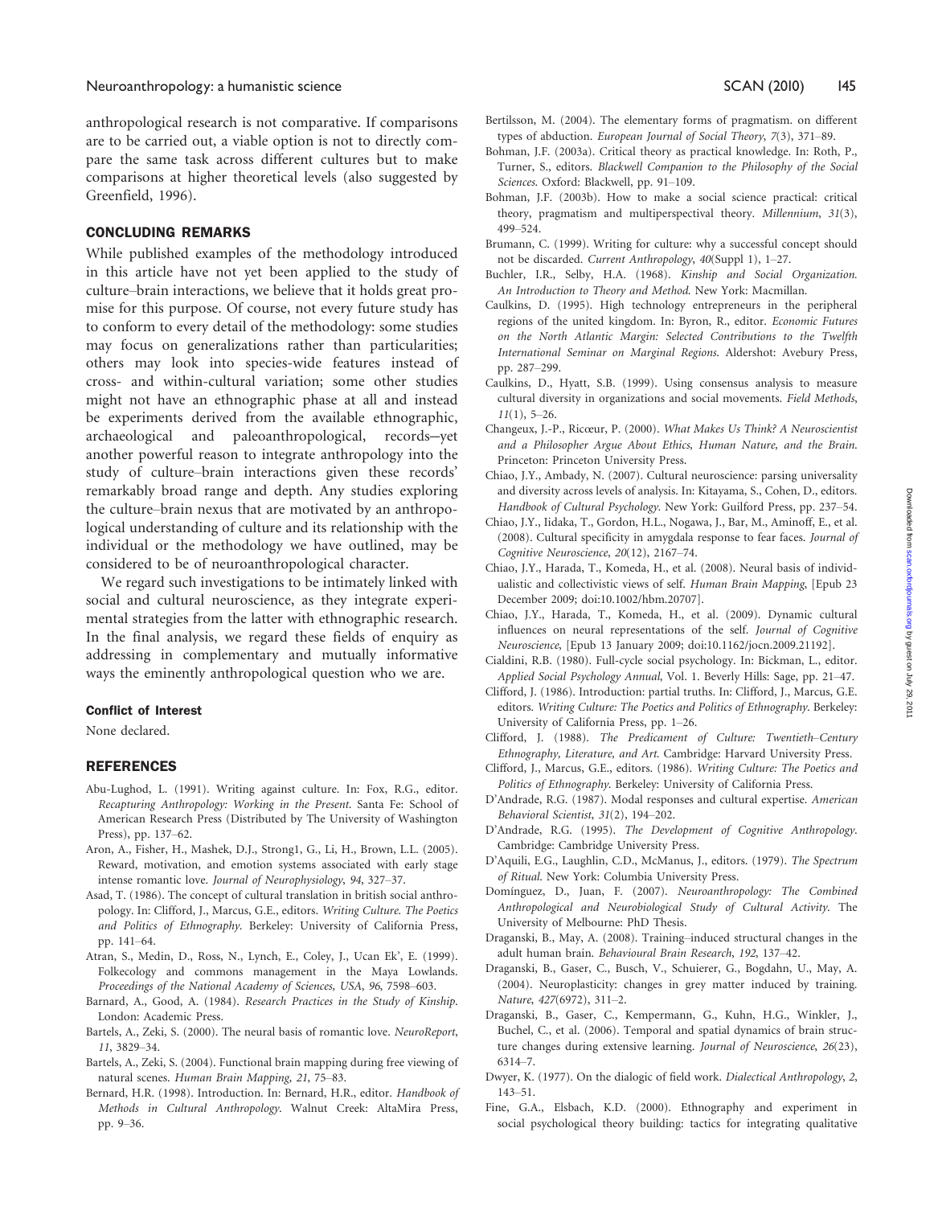anthropological research is not comparative. If comparisons are to be carried out, a viable option is not to directly compare the same task across different cultures but to make comparisons at higher theoretical levels (also suggested by Greenfield, 1996).

## CONCLUDING REMARKS

While published examples of the methodology introduced in this article have not yet been applied to the study of culture–brain interactions, we believe that it holds great promise for this purpose. Of course, not every future study has to conform to every detail of the methodology: some studies may focus on generalizations rather than particularities; others may look into species-wide features instead of cross- and within-cultural variation; some other studies might not have an ethnographic phase at all and instead be experiments derived from the available ethnographic, archaeological and paleoanthropological, records—yet another powerful reason to integrate anthropology into the study of culture–brain interactions given these records' remarkably broad range and depth. Any studies exploring the culture–brain nexus that are motivated by an anthropological understanding of culture and its relationship with the individual or the methodology we have outlined, may be considered to be of neuroanthropological character.

We regard such investigations to be intimately linked with social and cultural neuroscience, as they integrate experimental strategies from the latter with ethnographic research. In the final analysis, we regard these fields of enquiry as addressing in complementary and mutually informative ways the eminently anthropological question who we are.

### Conflict of Interest

None declared.

## REFERENCES

Abu-Lughod, L. (1991). Writing against culture. In: Fox, R.G., editor. *Recapturing Anthropology: Working in the Present*. Santa Fe: School of American Research Press (Distributed by The University of Washington Press), pp. 137–62.

Aron, A., Fisher, H., Mashek, D.J., Strong1, G., Li, H., Brown, L.L. (2005). Reward, motivation, and emotion systems associated with early stage intense romantic love. *Journal of Neurophysiology*, *94*, 327–37.

Asad, T. (1986). The concept of cultural translation in british social anthropology. In: Clifford, J., Marcus, G.E., editors. *Writing Culture. The Poetics and Politics of Ethnography*. Berkeley: University of California Press, pp. 141–64.

Atran, S., Medin, D., Ross, N., Lynch, E., Coley, J., Ucan Ek', E. (1999). Folkecology and commons management in the Maya Lowlands. *Proceedings of the National Academy of Sciences, USA*, *96*, 7598–603.

Barnard, A., Good, A. (1984). *Research Practices in the Study of Kinship*. London: Academic Press.

Bartels, A., Zeki, S. (2000). The neural basis of romantic love. *NeuroReport*, *11*, 3829–34.

Bartels, A., Zeki, S. (2004). Functional brain mapping during free viewing of natural scenes. *Human Brain Mapping*, *21*, 75–83.

Bernard, H.R. (1998). Introduction. In: Bernard, H.R., editor. *Handbook of Methods in Cultural Anthropology*. Walnut Creek: AltaMira Press, pp. 9–36.

Bertilsson, M. (2004). The elementary forms of pragmatism. on different types of abduction. *European Journal of Social Theory*, *7*(3), 371–89.

Bohman, J.F. (2003a). Critical theory as practical knowledge. In: Roth, P., Turner, S., editors. *Blackwell Companion to the Philosophy of the Social Sciences*. Oxford: Blackwell, pp. 91–109.

Bohman, J.F. (2003b). How to make a social science practical: critical theory, pragmatism and multiperspectival theory. *Millennium*, *31*(3), 499–524.

Brumann, C. (1999). Writing for culture: why a successful concept should not be discarded. *Current Anthropology*, *40*(Suppl 1), 1–27.

Buchler, I.R., Selby, H.A. (1968). *Kinship and Social Organization. An Introduction to Theory and Method*. New York: Macmillan.

Caulkins, D. (1995). High technology entrepreneurs in the peripheral regions of the united kingdom. In: Byron, R., editor. *Economic Futures on the North Atlantic Margin: Selected Contributions to the Twelfth International Seminar on Marginal Regions*. Aldershot: Avebury Press, pp. 287–299.

Caulkins, D., Hyatt, S.B. (1999). Using consensus analysis to measure cultural diversity in organizations and social movements. *Field Methods*, *11*(1), 5–26.

Changeux, J.-P., Ricœur, P. (2000). *What Makes Us Think? A Neuroscientist and a Philosopher Argue About Ethics, Human Nature, and the Brain*. Princeton: Princeton University Press.

Chiao, J.Y., Ambady, N. (2007). Cultural neuroscience: parsing universality and diversity across levels of analysis. In: Kitayama, S., Cohen, D., editors. *Handbook of Cultural Psychology*. New York: Guilford Press, pp. 237–54.

Chiao, J.Y., Iidaka, T., Gordon, H.L., Nogawa, J., Bar, M., Aminoff, E., et al. (2008). Cultural specificity in amygdala response to fear faces. *Journal of Cognitive Neuroscience*, *20*(12), 2167–74.

Chiao, J.Y., Harada, T., Komeda, H., et al. (2008). Neural basis of individualistic and collectivistic views of self. *Human Brain Mapping*, [Epub 23 December 2009; doi:10.1002/hbm.20707].

Chiao, J.Y., Harada, T., Komeda, H., et al. (2009). Dynamic cultural influences on neural representations of the self. *Journal of Cognitive Neuroscience*, [Epub 13 January 2009; doi:10.1162/jocn.2009.21192].

Cialdini, R.B. (1980). Full-cycle social psychology. In: Bickman, L., editor. *Applied Social Psychology Annual*, Vol. 1. Beverly Hills: Sage, pp. 21–47.

Clifford, J. (1986). Introduction: partial truths. In: Clifford, J., Marcus, G.E. editors. *Writing Culture: The Poetics and Politics of Ethnography*. Berkeley: University of California Press, pp. 1–26.

Clifford, J. (1988). *The Predicament of Culture: Twentieth–Century Ethnography, Literature, and Art*. Cambridge: Harvard University Press.

Clifford, J., Marcus, G.E., editors. (1986). *Writing Culture: The Poetics and Politics of Ethnography*. Berkeley: University of California Press.

D'Andrade, R.G. (1987). Modal responses and cultural expertise. *American Behavioral Scientist*, *31*(2), 194–202.

D'Andrade, R.G. (1995). *The Development of Cognitive Anthropology*. Cambridge: Cambridge University Press.

D'Aquili, E.G., Laughlin, C.D., McManus, J., editors. (1979). *The Spectrum of Ritual*. New York: Columbia University Press.

Domínguez, D., Juan, F. (2007). *Neuroanthropology: The Combined Anthropological and Neurobiological Study of Cultural Activity*. The University of Melbourne: PhD Thesis.

Draganski, B., May, A. (2008). Training–induced structural changes in the adult human brain. *Behavioural Brain Research*, *192*, 137–42.

Draganski, B., Gaser, C., Busch, V., Schuierer, G., Bogdahn, U., May, A. (2004). Neuroplasticity: changes in grey matter induced by training. *Nature*, *427*(6972), 311–2.

Draganski, B., Gaser, C., Kempermann, G., Kuhn, H.G., Winkler, J., Buchel, C., et al. (2006). Temporal and spatial dynamics of brain structure changes during extensive learning. *Journal of Neuroscience*, *26*(23), 6314–7.

Dwyer, K. (1977). On the dialogic of field work. *Dialectical Anthropology*, *2*, 143–51.

Fine, G.A., Elsbach, K.D. (2000). Ethnography and experiment in social psychological theory building: tactics for integrating qualitative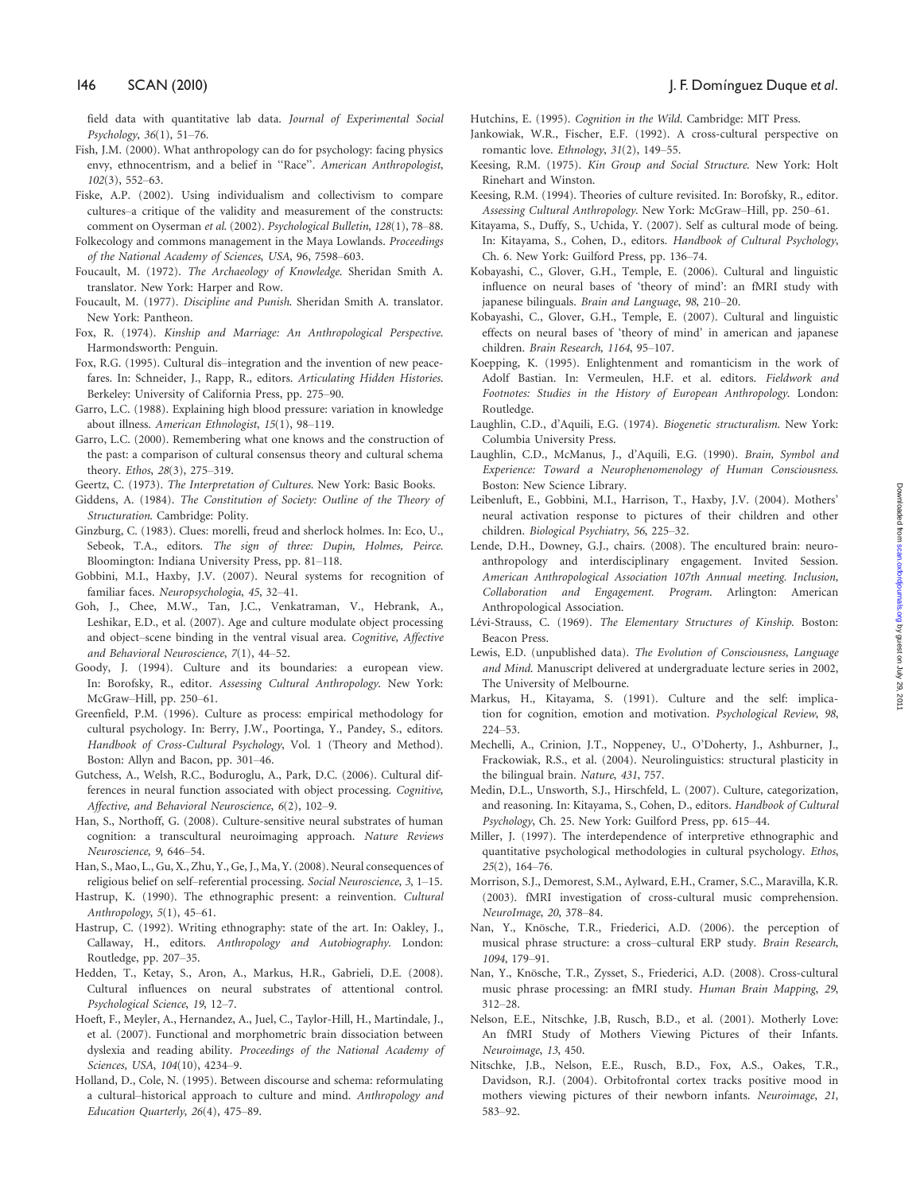field data with quantitative lab data. *Journal of Experimental Social Psychology*, *36*(1), 51–76.

Fish, J.M. (2000). What anthropology can do for psychology: facing physics envy, ethnocentrism, and a belief in ''Race''. *American Anthropologist*, *102*(3), 552–63.

Fiske, A.P. (2002). Using individualism and collectivism to compare cultures–a critique of the validity and measurement of the constructs: comment on Oyserman *et al.* (2002). *Psychological Bulletin*, *128*(1), 78–88.

Folkecology and commons management in the Maya Lowlands. *Proceedings of the National Academy of Sciences, USA*, 96, 7598–603.

Foucault, M. (1972). *The Archaeology of Knowledge*. Sheridan Smith A. translator. New York: Harper and Row.

Foucault, M. (1977). *Discipline and Punish*. Sheridan Smith A. translator. New York: Pantheon.

Fox, R. (1974). *Kinship and Marriage: An Anthropological Perspective*. Harmondsworth: Penguin.

Fox, R.G. (1995). Cultural dis–integration and the invention of new peacefares. In: Schneider, J., Rapp, R., editors. *Articulating Hidden Histories*. Berkeley: University of California Press, pp. 275–90.

Garro, L.C. (1988). Explaining high blood pressure: variation in knowledge about illness. *American Ethnologist*, *15*(1), 98–119.

Garro, L.C. (2000). Remembering what one knows and the construction of the past: a comparison of cultural consensus theory and cultural schema theory. *Ethos*, *28*(3), 275–319.

Geertz, C. (1973). *The Interpretation of Cultures*. New York: Basic Books.

Giddens, A. (1984). *The Constitution of Society: Outline of the Theory of Structuration*. Cambridge: Polity.

Ginzburg, C. (1983). Clues: morelli, freud and sherlock holmes. In: Eco, U., Sebeok, T.A., editors. *The sign of three: Dupin, Holmes, Peirce*. Bloomington: Indiana University Press, pp. 81–118.

Gobbini, M.I., Haxby, J.V. (2007). Neural systems for recognition of familiar faces. *Neuropsychologia*, *45*, 32–41.

Goh, J., Chee, M.W., Tan, J.C., Venkatraman, V., Hebrank, A., Leshikar, E.D., et al. (2007). Age and culture modulate object processing and object–scene binding in the ventral visual area. *Cognitive, Affective and Behavioral Neuroscience*, *7*(1), 44–52.

Goody, J. (1994). Culture and its boundaries: a european view. In: Borofsky, R., editor. *Assessing Cultural Anthropology*. New York: McGraw–Hill, pp. 250–61.

Greenfield, P.M. (1996). Culture as process: empirical methodology for cultural psychology. In: Berry, J.W., Poortinga, Y., Pandey, S., editors. *Handbook of Cross-Cultural Psychology*, Vol. 1 (Theory and Method). Boston: Allyn and Bacon, pp. 301–46.

Gutchess, A., Welsh, R.C., Boduroglu, A., Park, D.C. (2006). Cultural differences in neural function associated with object processing. *Cognitive, Affective, and Behavioral Neuroscience*, *6*(2), 102–9.

Han, S., Northoff, G. (2008). Culture-sensitive neural substrates of human cognition: a transcultural neuroimaging approach. *Nature Reviews Neuroscience*, *9*, 646–54.

Han, S., Mao, L., Gu, X., Zhu, Y., Ge, J., Ma, Y. (2008). Neural consequences of religious belief on self–referential processing. *Social Neuroscience*, *3*, 1–15.

Hastrup, K. (1990). The ethnographic present: a reinvention. *Cultural Anthropology*, *5*(1), 45–61.

Hastrup, C. (1992). Writing ethnography: state of the art. In: Oakley, J., Callaway, H., editors. *Anthropology and Autobiography*. London: Routledge, pp. 207–35.

Hedden, T., Ketay, S., Aron, A., Markus, H.R., Gabrieli, D.E. (2008). Cultural influences on neural substrates of attentional control. *Psychological Science*, *19*, 12–7.

Hoeft, F., Meyler, A., Hernandez, A., Juel, C., Taylor-Hill, H., Martindale, J., et al. (2007). Functional and morphometric brain dissociation between dyslexia and reading ability. *Proceedings of the National Academy of Sciences, USA*, *104*(10), 4234–9.

Holland, D., Cole, N. (1995). Between discourse and schema: reformulating a cultural–historical approach to culture and mind. *Anthropology and Education Quarterly*, *26*(4), 475–89.

Hutchins, E. (1995). *Cognition in the Wild*. Cambridge: MIT Press.

Jankowiak, W.R., Fischer, E.F. (1992). A cross-cultural perspective on romantic love. *Ethnology*, *31*(2), 149–55.

Keesing, R.M. (1975). *Kin Group and Social Structure*. New York: Holt Rinehart and Winston.

Keesing, R.M. (1994). Theories of culture revisited. In: Borofsky, R., editor. *Assessing Cultural Anthropology*. New York: McGraw–Hill, pp. 250–61.

Kitayama, S., Duffy, S., Uchida, Y. (2007). Self as cultural mode of being. In: Kitayama, S., Cohen, D., editors. *Handbook of Cultural Psychology*, Ch. 6. New York: Guilford Press, pp. 136–74.

Kobayashi, C., Glover, G.H., Temple, E. (2006). Cultural and linguistic influence on neural bases of 'theory of mind': an fMRI study with japanese bilinguals. *Brain and Language*, *98*, 210–20.

Kobayashi, C., Glover, G.H., Temple, E. (2007). Cultural and linguistic effects on neural bases of 'theory of mind' in american and japanese children. *Brain Research*, *1164*, 95–107.

Koepping, K. (1995). Enlightenment and romanticism in the work of Adolf Bastian. In: Vermeulen, H.F. et al. editors. *Fieldwork and Footnotes: Studies in the History of European Anthropology*. London: Routledge.

Laughlin, C.D., d'Aquili, E.G. (1974). *Biogenetic structuralism*. New York: Columbia University Press.

Laughlin, C.D., McManus, J., d'Aquili, E.G. (1990). *Brain, Symbol and Experience: Toward a Neurophenomenology of Human Consciousness*. Boston: New Science Library.

Leibenluft, E., Gobbini, M.I., Harrison, T., Haxby, J.V. (2004). Mothers' neural activation response to pictures of their children and other children. *Biological Psychiatry*, *56*, 225–32.

Lende, D.H., Downey, G.J., chairs. (2008). The encultured brain: neuroanthropology and interdisciplinary engagement. Invited Session. *American Anthropological Association 107th Annual meeting. Inclusion, Collaboration and Engagement. Program*. Arlington: American Anthropological Association.

Lévi-Strauss, C. (1969). *The Elementary Structures of Kinship*. Boston: Beacon Press.

Lewis, E.D. (unpublished data). *The Evolution of Consciousness, Language and Mind*. Manuscript delivered at undergraduate lecture series in 2002, The University of Melbourne.

Markus, H., Kitayama, S. (1991). Culture and the self: implication for cognition, emotion and motivation. *Psychological Review*, *98*, 224–53.

Mechelli, A., Crinion, J.T., Noppeney, U., O'Doherty, J., Ashburner, J., Frackowiak, R.S., et al. (2004). Neurolinguistics: structural plasticity in the bilingual brain. *Nature*, *431*, 757.

Medin, D.L., Unsworth, S.J., Hirschfeld, L. (2007). Culture, categorization, and reasoning. In: Kitayama, S., Cohen, D., editors. *Handbook of Cultural Psychology*, Ch. 25. New York: Guilford Press, pp. 615–44.

Miller, J. (1997). The interdependence of interpretive ethnographic and quantitative psychological methodologies in cultural psychology. *Ethos*, *25*(2), 164–76.

Morrison, S.J., Demorest, S.M., Aylward, E.H., Cramer, S.C., Maravilla, K.R. (2003). fMRI investigation of cross-cultural music comprehension. *NeuroImage*, *20*, 378–84.

Nan, Y., Knösche, T.R., Friederici, A.D. (2006). the perception of musical phrase structure: a cross–cultural ERP study. *Brain Research*, *1094*, 179–91.

Nan, Y., Knösche, T.R., Zysset, S., Friederici, A.D. (2008). Cross-cultural music phrase processing: an fMRI study. *Human Brain Mapping*, *29*, 312–28.

Nelson, E.E., Nitschke, J.B, Rusch, B.D., et al. (2001). Motherly Love: An fMRI Study of Mothers Viewing Pictures of their Infants. *Neuroimage*, *13*, 450.

Nitschke, J.B., Nelson, E.E., Rusch, B.D., Fox, A.S., Oakes, T.R., Davidson, R.J. (2004). Orbitofrontal cortex tracks positive mood in mothers viewing pictures of their newborn infants. *Neuroimage*, *21*, 583–92.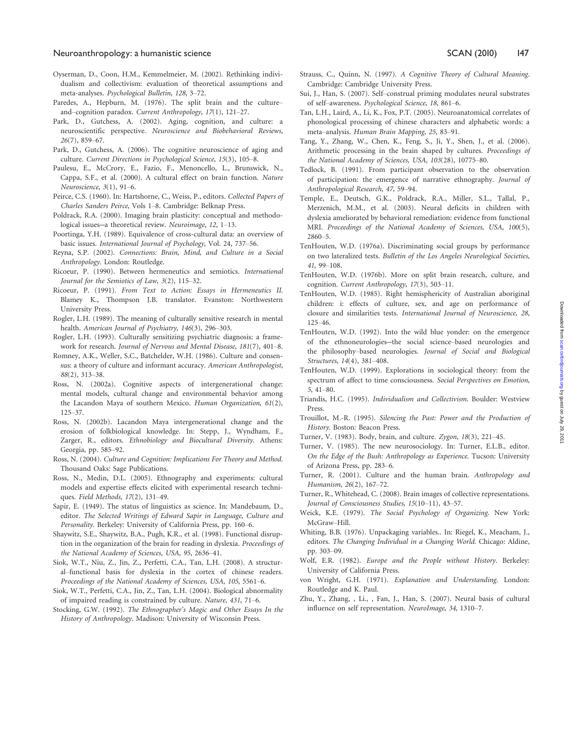Oyserman, D., Coon, H.M., Kemmelmeier, M. (2002). Rethinking individualism and collectivism: evaluation of theoretical assumptions and meta-analyses. *Psychological Bulletin*, *128*, 3–72.

Paredes, A., Hepburn, M. (1976). The split brain and the culture–and–cognition paradox. *Current Anthropology*, *17*(1), 121–27.

Park, D., Gutchess, A. (2002). Aging, cognition, and culture: a neuroscientific perspective. *Neuroscience and Biobehavioral Reviews*, *26*(7), 859–67.

Park, D., Gutchess, A. (2006). The cognitive neuroscience of aging and culture. *Current Directions in Psychological Science*, *15*(3), 105–8.

Paulesu, E., McCrory, E., Fazio, F., Menoncello, L., Brunswick, N., Cappa, S.F., et al. (2000). A cultural effect on brain function. *Nature Neuroscience*, *3*(1), 91–6.

Peirce, C.S. (1960). In: Hartshorne, C., Weiss, P., editors. *Collected Papers of Charles Sanders Peirce*, Vols 1–8. Cambridge: Belknap Press.

Poldrack, R.A. (2000). Imaging brain plasticity: conceptual and methodological issues—a theoretical review. *Neuroimage*, *12*, 1–13.

Poortinga, Y.H. (1989). Equivalence of cross-cultural data: an overview of basic issues. *International Journal of Psychology*, Vol. 24, 737–56.

Reyna, S.P. (2002). *Connections: Brain, Mind, and Culture in a Social Anthropology*. London: Routledge.

Ricoeur, P. (1990). Between hermeneutics and semiotics. *International Journal for the Semiotics of Law*, *3*(2), 115–32.

Ricoeur, P. (1991). *From Text to Action: Essays in Hermeneutics II*. Blamey K., Thompson J.B. translator. Evanston: Northwestern University Press.

Rogler, L.H. (1989). The meaning of culturally sensitive research in mental health. *American Journal of Psychiatry*, *146*(3), 296–303.

Rogler, L.H. (1993). Culturally sensitizing psychiatric diagnosis: a framework for research. *Journal of Nervous and Mental Disease*, *181*(7), 401–8.

Romney, A.K., Weller, S.C., Batchelder, W.H. (1986). Culture and consensus: a theory of culture and informant accuracy. *American Anthropologist*, *88*(2), 313–38.

Ross, N. (2002a). Cognitive aspects of intergenerational change: mental models, cultural change and environmental behavior among the Lacandon Maya of southern Mexico. *Human Organization*, *61*(2), 125–37.

Ross, N. (2002b). Lacandon Maya intergenerational change and the erosion of folkbiological knowledge. In: Stepp, J., Wyndham, F., Zarger, R., editors. *Ethnobiology and Biocultural Diversity*. Athens: Georgia, pp. 585–92.

Ross, N. (2004). *Culture and Cognition: Implications For Theory and Method*. Thousand Oaks: Sage Publications.

Ross, N., Medin, D.L. (2005). Ethnography and experiments: cultural models and expertise effects elicited with experimental research techniques. *Field Methods*, *17*(2), 131–49.

Sapir, E. (1949). The status of linguistics as science. In: Mandebaum, D., editor. *The Selected Writings of Edward Sapir in Language, Culture and Personality*. Berkeley: University of California Press, pp. 160–6.

Shaywitz, S.E., Shaywitz, B.A., Pugh, K.R., et al. (1998). Functional disruption in the organization of the brain for reading in dyslexia. *Proceedings of the National Academy of Sciences, USA*, *95*, 2636–41.

Siok, W.T., Niu, Z., Jin, Z., Perfetti, C.A., Tan, L.H. (2008). A structural–functional basis for dyslexia in the cortex of chinese readers. *Proceedings of the National Academy of Sciences, USA*, *105*, 5561–6.

Siok, W.T., Perfetti, C.A., Jin, Z., Tan, L.H. (2004). Biological abnormality of impaired reading is constrained by culture. *Nature*, *431*, 71–6.

Stocking, G.W. (1992). *The Ethnographer's Magic and Other Essays In the History of Anthropology*. Madison: University of Wisconsin Press.

Strauss, C., Quinn, N. (1997). *A Cognitive Theory of Cultural Meaning*. Cambridge: Cambridge University Press.

Sui, J., Han, S. (2007). Self–construal priming modulates neural substrates of self–awareness. *Psychological Science*, *18*, 861–6.

Tan, L.H., Laird, A., Li, K., Fox, P.T. (2005). Neuroanatomical correlates of phonological processing of chinese characters and alphabetic words: a meta–analysis. *Human Brain Mapping*, *25*, 83–91.

Tang, Y., Zhang, W., Chen, K., Feng, S., Ji, Y., Shen, J., et al. (2006). Arithmetic processing in the brain shaped by cultures. *Proceedings of the National Academy of Sciences, USA*, *103*(28), 10775–80.

Tedlock, B. (1991). From participant observation to the observation of participation: the emergence of narrative ethnography. *Journal of Anthropological Research*, *47*, 59–94.

Temple, E., Deutsch, G.K., Poldrack, R.A., Miller, S.L., Tallal, P., Merzenich, M.M., et al. (2003). Neural deficits in children with dyslexia ameliorated by behavioral remediation: evidence from functional MRI. *Proceedings of the National Academy of Sciences, USA*, *100*(5), 2860–5.

TenHouten, W.D. (1976a). Discriminating social groups by performance on two lateralized tests. *Bulletin of the Los Angeles Neurological Societies*, *41*, 99–108.

TenHouten, W.D. (1976b). More on split brain research, culture, and cognition. *Current Anthropology*, *17*(3), 503–11.

TenHouten, W.D. (1985). Right hemisphericity of Australian aboriginal children: i: effects of culture, sex, and age on performance of closure and similarities tests. *International Journal of Neuroscience*, *28*, 125–46.

TenHouten, W.D. (1992). Into the wild blue yonder: on the emergence of the ethnoneurologies—the social science–based neurologies and the philosophy–based neurologies. *Journal of Social and Biological Structures*, *14*(4), 381–408.

TenHouten, W.D. (1999). Explorations in sociological theory: from the spectrum of affect to time consciousness. *Social Perspectives on Emotion*, *5*, 41–80.

Triandis, H.C. (1995). *Individualism and Collectivism*. Boulder: Westview Press.

Trouillot, M.-R. (1995). *Silencing the Past: Power and the Production of History*. Boston: Beacon Press.

Turner, V. (1983). Body, brain, and culture. *Zygon*, *18*(3), 221–45.

Turner, V. (1985). The new neurosociology. In: Turner, E.L.B., editor. *On the Edge of the Bush: Anthropology as Experience*. Tucson: University of Arizona Press, pp. 283–6.

Turner, R. (2001). Culture and the human brain. *Anthropology and Humanism*, *26*(2), 167–72.

Turner, R., Whitehead, C. (2008). Brain images of collective representations. *Journal of Consciousness Studies*, *15*(10–11), 43–57.

Weick, K.E. (1979). *The Social Psychology of Organizing*. New York: McGraw–Hill.

Whiting, B.B. (1976). Unpackaging variables.. In: Riegel, K., Meacham, J., editors. *The Changing Individual in a Changing World*. Chicago: Aldine, pp. 303–09.

Wolf, E.R. (1982). *Europe and the People without History*. Berkeley: University of California Press.

von Wright, G.H. (1971). *Explanation and Understanding*. London: Routledge and K. Paul.

Zhu, Y., Zhang, , Li., , Fan, J., Han, S. (2007). Neural basis of cultural influence on self representation. *NeuroImage*, *34*, 1310–7.